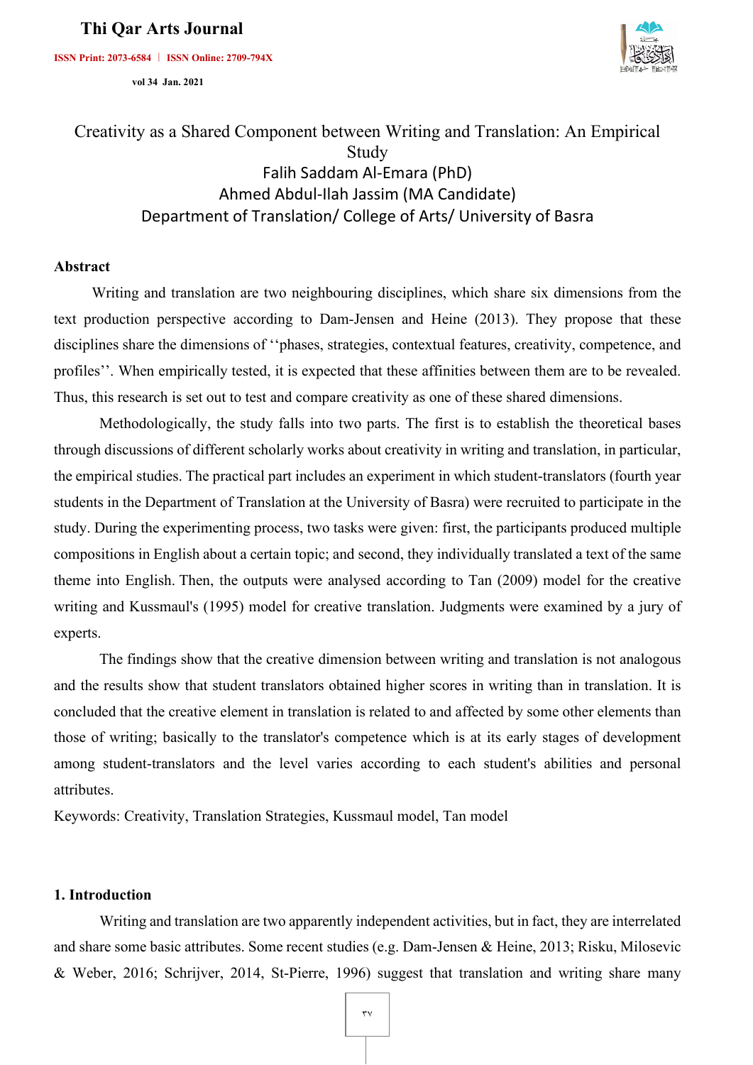# Creativity as a Shared Component between Writing and Translation: An Empirical Study

Falih Saddam Al-Emara (PhD)
Ahmed Abdul-Ilah Jassim (MA Candidate)
Department of Translation/ College of Arts/ University of Basra

## Abstract

Writing and translation are two neighbouring disciplines, which share six dimensions from the text production perspective according to Dam-Jensen and Heine (2013). They propose that these disciplines share the dimensions of ''phases, strategies, contextual features, creativity, competence, and profiles''. When empirically tested, it is expected that these affinities between them are to be revealed. Thus, this research is set out to test and compare creativity as one of these shared dimensions.

Methodologically, the study falls into two parts. The first is to establish the theoretical bases through discussions of different scholarly works about creativity in writing and translation, in particular, the empirical studies. The practical part includes an experiment in which student-translators (fourth year students in the Department of Translation at the University of Basra) were recruited to participate in the study. During the experimenting process, two tasks were given: first, the participants produced multiple compositions in English about a certain topic; and second, they individually translated a text of the same theme into English. Then, the outputs were analysed according to Tan (2009) model for the creative writing and Kussmaul's (1995) model for creative translation. Judgments were examined by a jury of experts.

The findings show that the creative dimension between writing and translation is not analogous and the results show that student translators obtained higher scores in writing than in translation. It is concluded that the creative element in translation is related to and affected by some other elements than those of writing; basically to the translator's competence which is at its early stages of development among student-translators and the level varies according to each student's abilities and personal attributes.

Keywords: Creativity, Translation Strategies, Kussmaul model, Tan model

## 1. Introduction

Writing and translation are two apparently independent activities, but in fact, they are interrelated and share some basic attributes. Some recent studies (e.g. Dam-Jensen & Heine, 2013; Risku, Milosevic & Weber, 2016; Schrijver, 2014, St-Pierre, 1996) suggest that translation and writing share many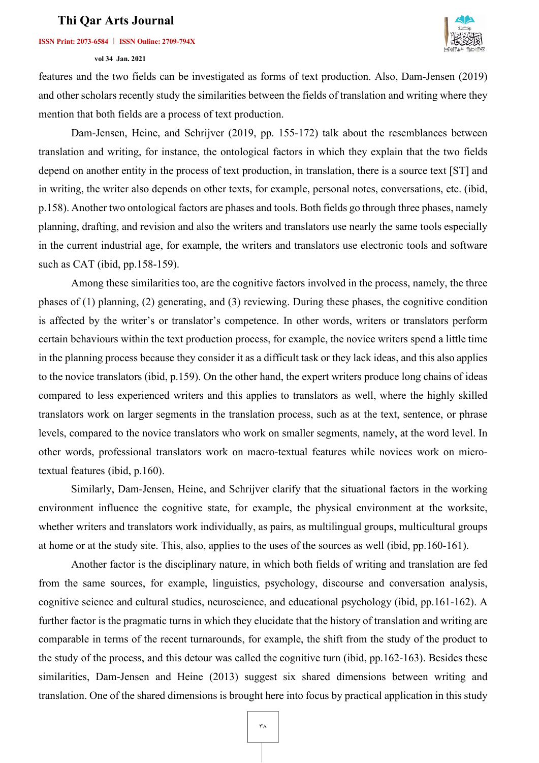features and the two fields can be investigated as forms of text production. Also, Dam-Jensen (2019) and other scholars recently study the similarities between the fields of translation and writing where they mention that both fields are a process of text production.

Dam-Jensen, Heine, and Schrijver (2019, pp. 155-172) talk about the resemblances between translation and writing, for instance, the ontological factors in which they explain that the two fields depend on another entity in the process of text production, in translation, there is a source text [ST] and in writing, the writer also depends on other texts, for example, personal notes, conversations, etc. (ibid, p.158). Another two ontological factors are phases and tools. Both fields go through three phases, namely planning, drafting, and revision and also the writers and translators use nearly the same tools especially in the current industrial age, for example, the writers and translators use electronic tools and software such as CAT (ibid, pp.158-159).

Among these similarities too, are the cognitive factors involved in the process, namely, the three phases of (1) planning, (2) generating, and (3) reviewing. During these phases, the cognitive condition is affected by the writer's or translator's competence. In other words, writers or translators perform certain behaviours within the text production process, for example, the novice writers spend a little time in the planning process because they consider it as a difficult task or they lack ideas, and this also applies to the novice translators (ibid, p.159). On the other hand, the expert writers produce long chains of ideas compared to less experienced writers and this applies to translators as well, where the highly skilled translators work on larger segments in the translation process, such as at the text, sentence, or phrase levels, compared to the novice translators who work on smaller segments, namely, at the word level. In other words, professional translators work on macro-textual features while novices work on micro-textual features (ibid, p.160).

Similarly, Dam-Jensen, Heine, and Schrijver clarify that the situational factors in the working environment influence the cognitive state, for example, the physical environment at the worksite, whether writers and translators work individually, as pairs, as multilingual groups, multicultural groups at home or at the study site. This, also, applies to the uses of the sources as well (ibid, pp.160-161).

Another factor is the disciplinary nature, in which both fields of writing and translation are fed from the same sources, for example, linguistics, psychology, discourse and conversation analysis, cognitive science and cultural studies, neuroscience, and educational psychology (ibid, pp.161-162). A further factor is the pragmatic turns in which they elucidate that the history of translation and writing are comparable in terms of the recent turnarounds, for example, the shift from the study of the product to the study of the process, and this detour was called the cognitive turn (ibid, pp.162-163). Besides these similarities, Dam-Jensen and Heine (2013) suggest six shared dimensions between writing and translation. One of the shared dimensions is brought here into focus by practical application in this study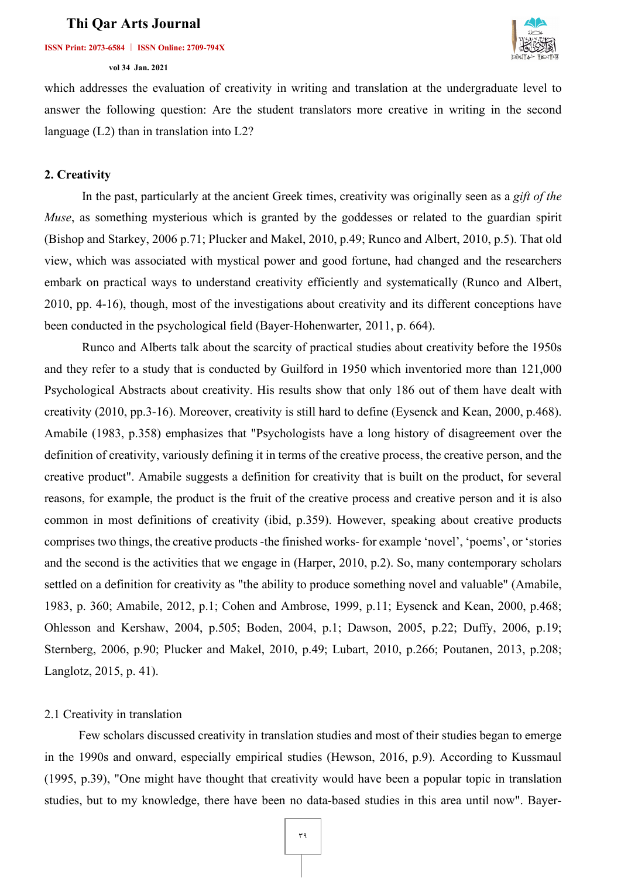which addresses the evaluation of creativity in writing and translation at the undergraduate level to answer the following question: Are the student translators more creative in writing in the second language (L2) than in translation into L2?

## 2. Creativity

In the past, particularly at the ancient Greek times, creativity was originally seen as a *gift of the Muse*, as something mysterious which is granted by the goddesses or related to the guardian spirit (Bishop and Starkey, 2006 p.71; Plucker and Makel, 2010, p.49; Runco and Albert, 2010, p.5). That old view, which was associated with mystical power and good fortune, had changed and the researchers embark on practical ways to understand creativity efficiently and systematically (Runco and Albert, 2010, pp. 4-16), though, most of the investigations about creativity and its different conceptions have been conducted in the psychological field (Bayer-Hohenwarter, 2011, p. 664).

Runco and Alberts talk about the scarcity of practical studies about creativity before the 1950s and they refer to a study that is conducted by Guilford in 1950 which inventoried more than 121,000 Psychological Abstracts about creativity. His results show that only 186 out of them have dealt with creativity (2010, pp.3-16). Moreover, creativity is still hard to define (Eysenck and Kean, 2000, p.468). Amabile (1983, p.358) emphasizes that "Psychologists have a long history of disagreement over the definition of creativity, variously defining it in terms of the creative process, the creative person, and the creative product". Amabile suggests a definition for creativity that is built on the product, for several reasons, for example, the product is the fruit of the creative process and creative person and it is also common in most definitions of creativity (ibid, p.359). However, speaking about creative products comprises two things, the creative products -the finished works- for example 'novel', 'poems', or 'stories and the second is the activities that we engage in (Harper, 2010, p.2). So, many contemporary scholars settled on a definition for creativity as "the ability to produce something novel and valuable" (Amabile, 1983, p. 360; Amabile, 2012, p.1; Cohen and Ambrose, 1999, p.11; Eysenck and Kean, 2000, p.468; Ohlesson and Kershaw, 2004, p.505; Boden, 2004, p.1; Dawson, 2005, p.22; Duffy, 2006, p.19; Sternberg, 2006, p.90; Plucker and Makel, 2010, p.49; Lubart, 2010, p.266; Poutanen, 2013, p.208; Langlotz, 2015, p. 41).

### 2.1 Creativity in translation

Few scholars discussed creativity in translation studies and most of their studies began to emerge in the 1990s and onward, especially empirical studies (Hewson, 2016, p.9). According to Kussmaul (1995, p.39), "One might have thought that creativity would have been a popular topic in translation studies, but to my knowledge, there have been no data-based studies in this area until now". Bayer-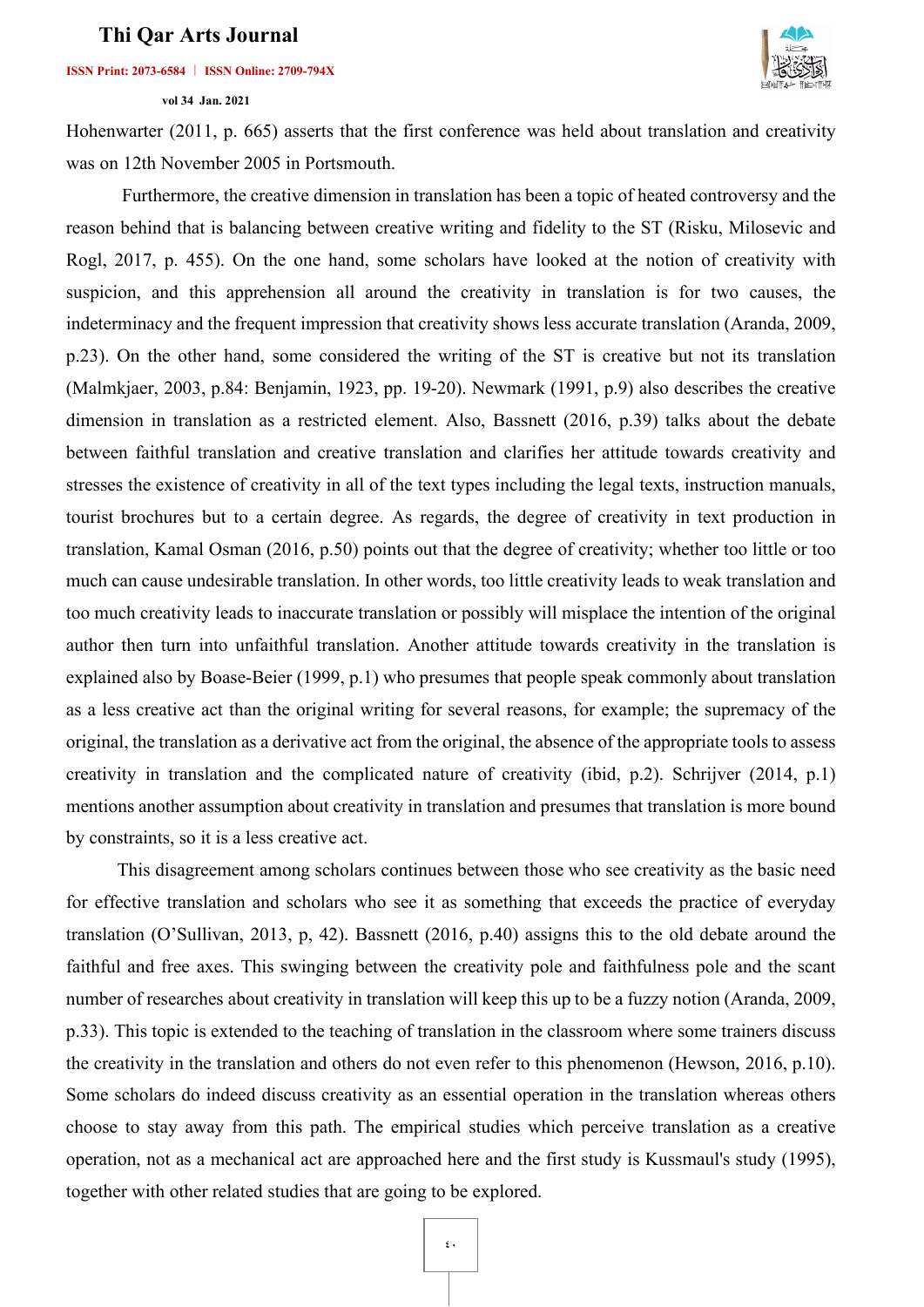Hohenwarter (2011, p. 665) asserts that the first conference was held about translation and creativity was on 12th November 2005 in Portsmouth.

Furthermore, the creative dimension in translation has been a topic of heated controversy and the reason behind that is balancing between creative writing and fidelity to the ST (Risku, Milosevic and Rogl, 2017, p. 455). On the one hand, some scholars have looked at the notion of creativity with suspicion, and this apprehension all around the creativity in translation is for two causes, the indeterminacy and the frequent impression that creativity shows less accurate translation (Aranda, 2009, p.23). On the other hand, some considered the writing of the ST is creative but not its translation (Malmkjaer, 2003, p.84: Benjamin, 1923, pp. 19-20). Newmark (1991, p.9) also describes the creative dimension in translation as a restricted element. Also, Bassnett (2016, p.39) talks about the debate between faithful translation and creative translation and clarifies her attitude towards creativity and stresses the existence of creativity in all of the text types including the legal texts, instruction manuals, tourist brochures but to a certain degree. As regards, the degree of creativity in text production in translation, Kamal Osman (2016, p.50) points out that the degree of creativity; whether too little or too much can cause undesirable translation. In other words, too little creativity leads to weak translation and too much creativity leads to inaccurate translation or possibly will misplace the intention of the original author then turn into unfaithful translation. Another attitude towards creativity in the translation is explained also by Boase-Beier (1999, p.1) who presumes that people speak commonly about translation as a less creative act than the original writing for several reasons, for example; the supremacy of the original, the translation as a derivative act from the original, the absence of the appropriate tools to assess creativity in translation and the complicated nature of creativity (ibid, p.2). Schrijver (2014, p.1) mentions another assumption about creativity in translation and presumes that translation is more bound by constraints, so it is a less creative act.

This disagreement among scholars continues between those who see creativity as the basic need for effective translation and scholars who see it as something that exceeds the practice of everyday translation (O'Sullivan, 2013, p, 42). Bassnett (2016, p.40) assigns this to the old debate around the faithful and free axes. This swinging between the creativity pole and faithfulness pole and the scant number of researches about creativity in translation will keep this up to be a fuzzy notion (Aranda, 2009, p.33). This topic is extended to the teaching of translation in the classroom where some trainers discuss the creativity in the translation and others do not even refer to this phenomenon (Hewson, 2016, p.10). Some scholars do indeed discuss creativity as an essential operation in the translation whereas others choose to stay away from this path. The empirical studies which perceive translation as a creative operation, not as a mechanical act are approached here and the first study is Kussmaul's study (1995), together with other related studies that are going to be explored.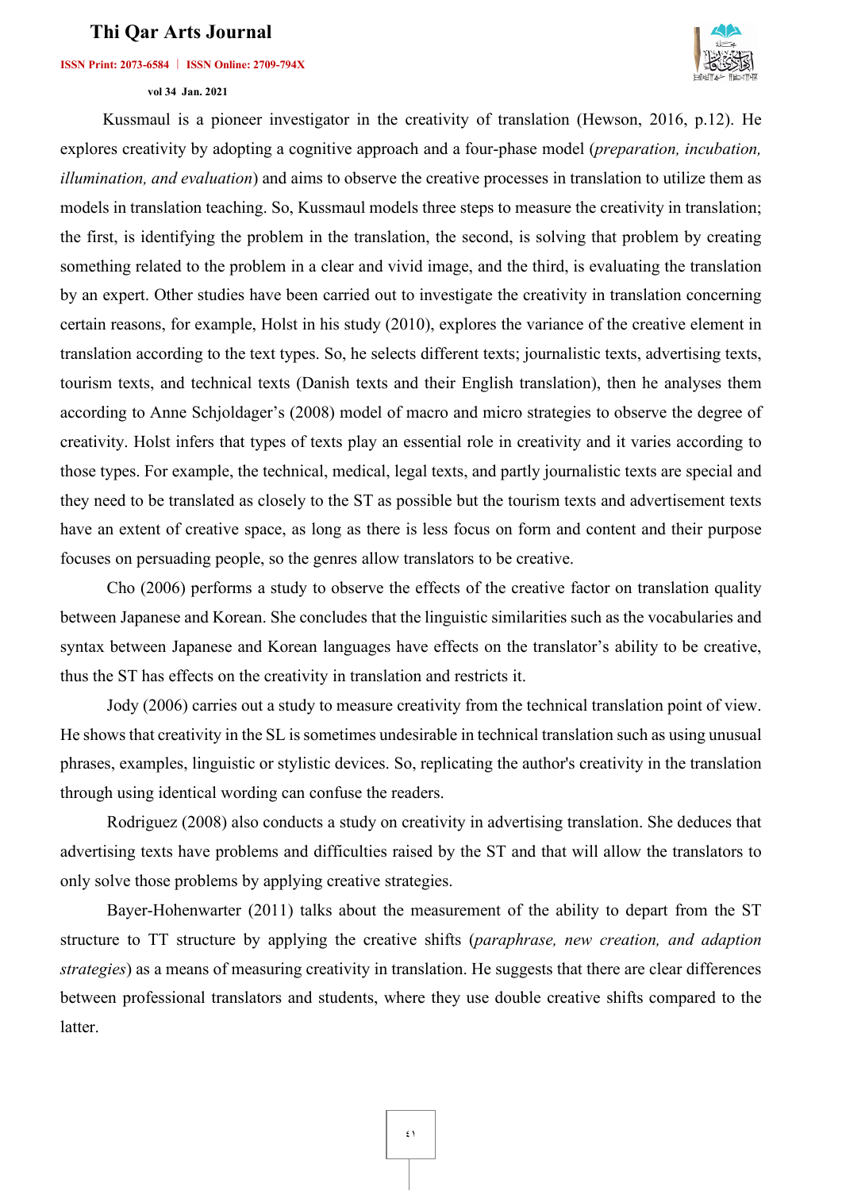Kussmaul is a pioneer investigator in the creativity of translation (Hewson, 2016, p.12). He explores creativity by adopting a cognitive approach and a four-phase model (*preparation, incubation, illumination, and evaluation*) and aims to observe the creative processes in translation to utilize them as models in translation teaching. So, Kussmaul models three steps to measure the creativity in translation; the first, is identifying the problem in the translation, the second, is solving that problem by creating something related to the problem in a clear and vivid image, and the third, is evaluating the translation by an expert. Other studies have been carried out to investigate the creativity in translation concerning certain reasons, for example, Holst in his study (2010), explores the variance of the creative element in translation according to the text types. So, he selects different texts; journalistic texts, advertising texts, tourism texts, and technical texts (Danish texts and their English translation), then he analyses them according to Anne Schjoldager's (2008) model of macro and micro strategies to observe the degree of creativity. Holst infers that types of texts play an essential role in creativity and it varies according to those types. For example, the technical, medical, legal texts, and partly journalistic texts are special and they need to be translated as closely to the ST as possible but the tourism texts and advertisement texts have an extent of creative space, as long as there is less focus on form and content and their purpose focuses on persuading people, so the genres allow translators to be creative.

Cho (2006) performs a study to observe the effects of the creative factor on translation quality between Japanese and Korean. She concludes that the linguistic similarities such as the vocabularies and syntax between Japanese and Korean languages have effects on the translator's ability to be creative, thus the ST has effects on the creativity in translation and restricts it.

Jody (2006) carries out a study to measure creativity from the technical translation point of view. He shows that creativity in the SL is sometimes undesirable in technical translation such as using unusual phrases, examples, linguistic or stylistic devices. So, replicating the author's creativity in the translation through using identical wording can confuse the readers.

Rodriguez (2008) also conducts a study on creativity in advertising translation. She deduces that advertising texts have problems and difficulties raised by the ST and that will allow the translators to only solve those problems by applying creative strategies.

Bayer-Hohenwarter (2011) talks about the measurement of the ability to depart from the ST structure to TT structure by applying the creative shifts (*paraphrase, new creation, and adaption strategies*) as a means of measuring creativity in translation. He suggests that there are clear differences between professional translators and students, where they use double creative shifts compared to the latter.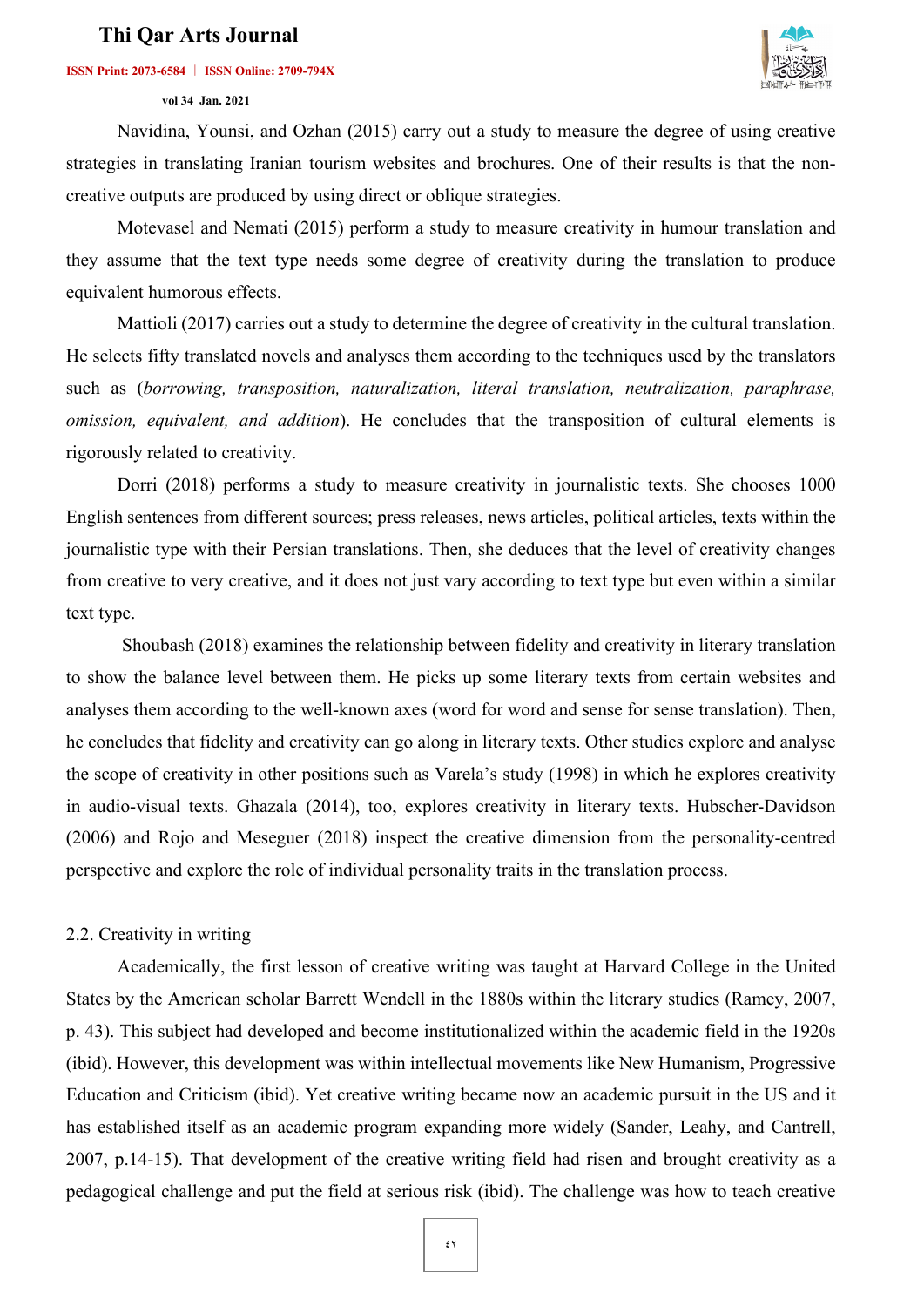Navidina, Younsi, and Ozhan (2015) carry out a study to measure the degree of using creative strategies in translating Iranian tourism websites and brochures. One of their results is that the non-creative outputs are produced by using direct or oblique strategies.

Motevasel and Nemati (2015) perform a study to measure creativity in humour translation and they assume that the text type needs some degree of creativity during the translation to produce equivalent humorous effects.

Mattioli (2017) carries out a study to determine the degree of creativity in the cultural translation. He selects fifty translated novels and analyses them according to the techniques used by the translators such as (*borrowing, transposition, naturalization, literal translation, neutralization, paraphrase, omission, equivalent, and addition*). He concludes that the transposition of cultural elements is rigorously related to creativity.

Dorri (2018) performs a study to measure creativity in journalistic texts. She chooses 1000 English sentences from different sources; press releases, news articles, political articles, texts within the journalistic type with their Persian translations. Then, she deduces that the level of creativity changes from creative to very creative, and it does not just vary according to text type but even within a similar text type.

Shoubash (2018) examines the relationship between fidelity and creativity in literary translation to show the balance level between them. He picks up some literary texts from certain websites and analyses them according to the well-known axes (word for word and sense for sense translation). Then, he concludes that fidelity and creativity can go along in literary texts. Other studies explore and analyse the scope of creativity in other positions such as Varela's study (1998) in which he explores creativity in audio-visual texts. Ghazala (2014), too, explores creativity in literary texts. Hubscher-Davidson (2006) and Rojo and Meseguer (2018) inspect the creative dimension from the personality-centred perspective and explore the role of individual personality traits in the translation process.

## 2.2. Creativity in writing

Academically, the first lesson of creative writing was taught at Harvard College in the United States by the American scholar Barrett Wendell in the 1880s within the literary studies (Ramey, 2007, p. 43). This subject had developed and become institutionalized within the academic field in the 1920s (ibid). However, this development was within intellectual movements like New Humanism, Progressive Education and Criticism (ibid). Yet creative writing became now an academic pursuit in the US and it has established itself as an academic program expanding more widely (Sander, Leahy, and Cantrell, 2007, p.14-15). That development of the creative writing field had risen and brought creativity as a pedagogical challenge and put the field at serious risk (ibid). The challenge was how to teach creative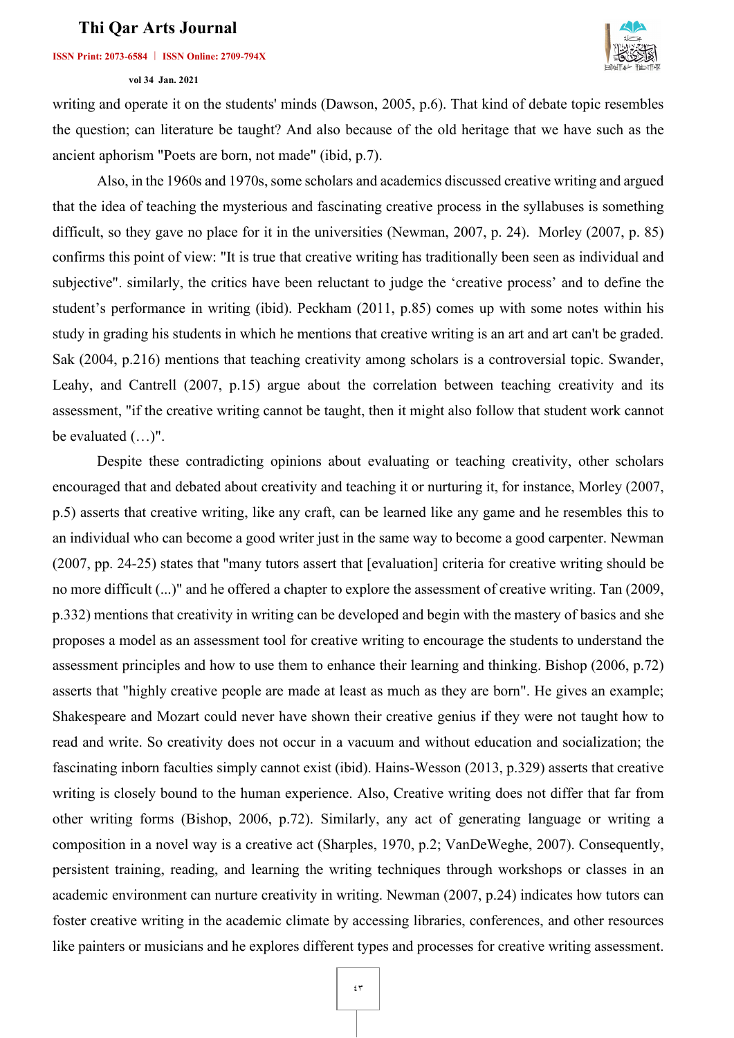writing and operate it on the students' minds (Dawson, 2005, p.6). That kind of debate topic resembles the question; can literature be taught? And also because of the old heritage that we have such as the ancient aphorism "Poets are born, not made" (ibid, p.7).

Also, in the 1960s and 1970s, some scholars and academics discussed creative writing and argued that the idea of teaching the mysterious and fascinating creative process in the syllabuses is something difficult, so they gave no place for it in the universities (Newman, 2007, p. 24). Morley (2007, p. 85) confirms this point of view: "It is true that creative writing has traditionally been seen as individual and subjective". similarly, the critics have been reluctant to judge the 'creative process' and to define the student's performance in writing (ibid). Peckham (2011, p.85) comes up with some notes within his study in grading his students in which he mentions that creative writing is an art and art can't be graded. Sak (2004, p.216) mentions that teaching creativity among scholars is a controversial topic. Swander, Leahy, and Cantrell (2007, p.15) argue about the correlation between teaching creativity and its assessment, "if the creative writing cannot be taught, then it might also follow that student work cannot be evaluated (…)".

Despite these contradicting opinions about evaluating or teaching creativity, other scholars encouraged that and debated about creativity and teaching it or nurturing it, for instance, Morley (2007, p.5) asserts that creative writing, like any craft, can be learned like any game and he resembles this to an individual who can become a good writer just in the same way to become a good carpenter. Newman (2007, pp. 24-25) states that "many tutors assert that [evaluation] criteria for creative writing should be no more difficult (...)" and he offered a chapter to explore the assessment of creative writing. Tan (2009, p.332) mentions that creativity in writing can be developed and begin with the mastery of basics and she proposes a model as an assessment tool for creative writing to encourage the students to understand the assessment principles and how to use them to enhance their learning and thinking. Bishop (2006, p.72) asserts that "highly creative people are made at least as much as they are born". He gives an example; Shakespeare and Mozart could never have shown their creative genius if they were not taught how to read and write. So creativity does not occur in a vacuum and without education and socialization; the fascinating inborn faculties simply cannot exist (ibid). Hains-Wesson (2013, p.329) asserts that creative writing is closely bound to the human experience. Also, Creative writing does not differ that far from other writing forms (Bishop, 2006, p.72). Similarly, any act of generating language or writing a composition in a novel way is a creative act (Sharples, 1970, p.2; VanDeWeghe, 2007). Consequently, persistent training, reading, and learning the writing techniques through workshops or classes in an academic environment can nurture creativity in writing. Newman (2007, p.24) indicates how tutors can foster creative writing in the academic climate by accessing libraries, conferences, and other resources like painters or musicians and he explores different types and processes for creative writing assessment.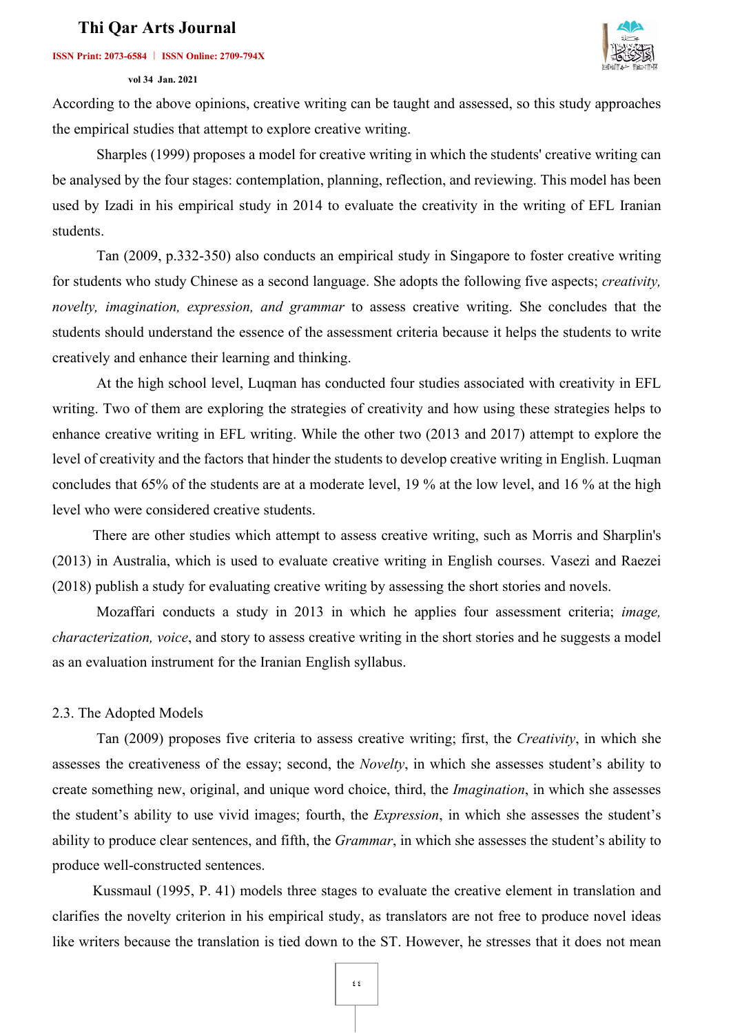According to the above opinions, creative writing can be taught and assessed, so this study approaches the empirical studies that attempt to explore creative writing.

Sharples (1999) proposes a model for creative writing in which the students' creative writing can be analysed by the four stages: contemplation, planning, reflection, and reviewing. This model has been used by Izadi in his empirical study in 2014 to evaluate the creativity in the writing of EFL Iranian students.

Tan (2009, p.332-350) also conducts an empirical study in Singapore to foster creative writing for students who study Chinese as a second language. She adopts the following five aspects; *creativity, novelty, imagination, expression, and grammar* to assess creative writing. She concludes that the students should understand the essence of the assessment criteria because it helps the students to write creatively and enhance their learning and thinking.

At the high school level, Luqman has conducted four studies associated with creativity in EFL writing. Two of them are exploring the strategies of creativity and how using these strategies helps to enhance creative writing in EFL writing. While the other two (2013 and 2017) attempt to explore the level of creativity and the factors that hinder the students to develop creative writing in English. Luqman concludes that 65% of the students are at a moderate level, 19 % at the low level, and 16 % at the high level who were considered creative students.

There are other studies which attempt to assess creative writing, such as Morris and Sharplin's (2013) in Australia, which is used to evaluate creative writing in English courses. Vasezi and Raezei (2018) publish a study for evaluating creative writing by assessing the short stories and novels.

Mozaffari conducts a study in 2013 in which he applies four assessment criteria; *image, characterization, voice*, and story to assess creative writing in the short stories and he suggests a model as an evaluation instrument for the Iranian English syllabus.

## 2.3. The Adopted Models

Tan (2009) proposes five criteria to assess creative writing; first, the *Creativity*, in which she assesses the creativeness of the essay; second, the *Novelty*, in which she assesses student's ability to create something new, original, and unique word choice, third, the *Imagination*, in which she assesses the student's ability to use vivid images; fourth, the *Expression*, in which she assesses the student's ability to produce clear sentences, and fifth, the *Grammar*, in which she assesses the student's ability to produce well-constructed sentences.

Kussmaul (1995, P. 41) models three stages to evaluate the creative element in translation and clarifies the novelty criterion in his empirical study, as translators are not free to produce novel ideas like writers because the translation is tied down to the ST. However, he stresses that it does not mean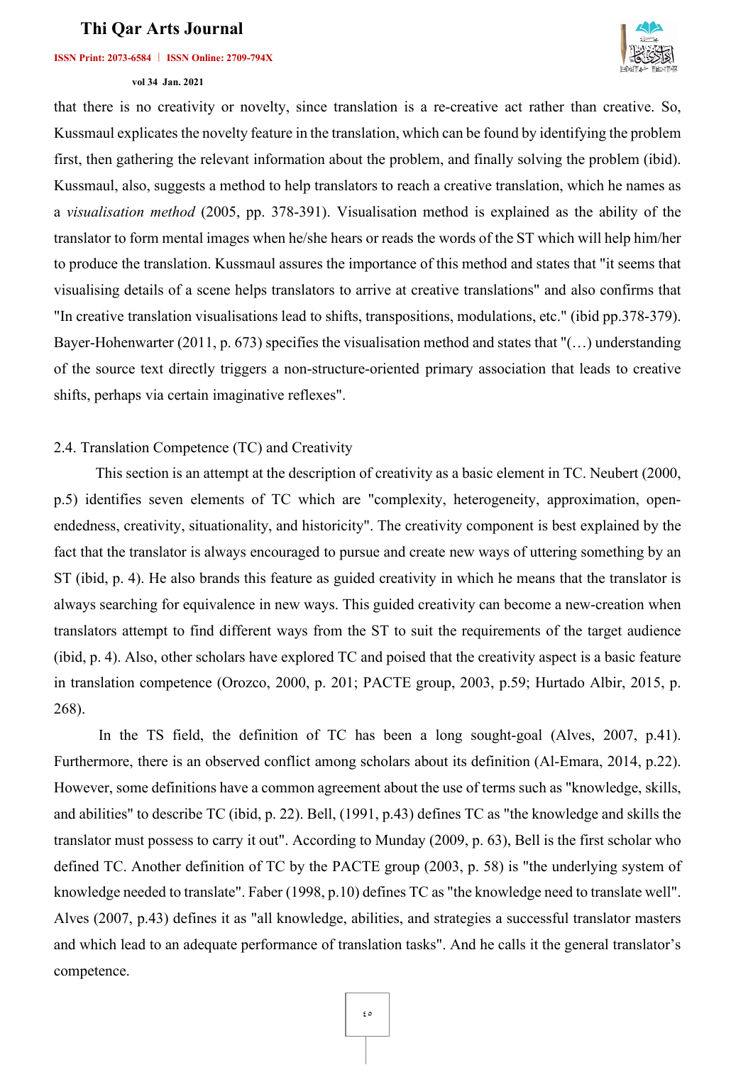that there is no creativity or novelty, since translation is a re-creative act rather than creative. So, Kussmaul explicates the novelty feature in the translation, which can be found by identifying the problem first, then gathering the relevant information about the problem, and finally solving the problem (ibid). Kussmaul, also, suggests a method to help translators to reach a creative translation, which he names as a *visualisation method* (2005, pp. 378-391). Visualisation method is explained as the ability of the translator to form mental images when he/she hears or reads the words of the ST which will help him/her to produce the translation. Kussmaul assures the importance of this method and states that "it seems that visualising details of a scene helps translators to arrive at creative translations" and also confirms that "In creative translation visualisations lead to shifts, transpositions, modulations, etc." (ibid pp.378-379). Bayer-Hohenwarter (2011, p. 673) specifies the visualisation method and states that "(…) understanding of the source text directly triggers a non-structure-oriented primary association that leads to creative shifts, perhaps via certain imaginative reflexes".

## 2.4. Translation Competence (TC) and Creativity

This section is an attempt at the description of creativity as a basic element in TC. Neubert (2000, p.5) identifies seven elements of TC which are "complexity, heterogeneity, approximation, open-endedness, creativity, situationality, and historicity". The creativity component is best explained by the fact that the translator is always encouraged to pursue and create new ways of uttering something by an ST (ibid, p. 4). He also brands this feature as guided creativity in which he means that the translator is always searching for equivalence in new ways. This guided creativity can become a new-creation when translators attempt to find different ways from the ST to suit the requirements of the target audience (ibid, p. 4). Also, other scholars have explored TC and poised that the creativity aspect is a basic feature in translation competence (Orozco, 2000, p. 201; PACTE group, 2003, p.59; Hurtado Albir, 2015, p. 268).

In the TS field, the definition of TC has been a long sought-goal (Alves, 2007, p.41). Furthermore, there is an observed conflict among scholars about its definition (Al-Emara, 2014, p.22). However, some definitions have a common agreement about the use of terms such as "knowledge, skills, and abilities" to describe TC (ibid, p. 22). Bell, (1991, p.43) defines TC as "the knowledge and skills the translator must possess to carry it out". According to Munday (2009, p. 63), Bell is the first scholar who defined TC. Another definition of TC by the PACTE group (2003, p. 58) is "the underlying system of knowledge needed to translate". Faber (1998, p.10) defines TC as "the knowledge need to translate well". Alves (2007, p.43) defines it as "all knowledge, abilities, and strategies a successful translator masters and which lead to an adequate performance of translation tasks". And he calls it the general translator's competence.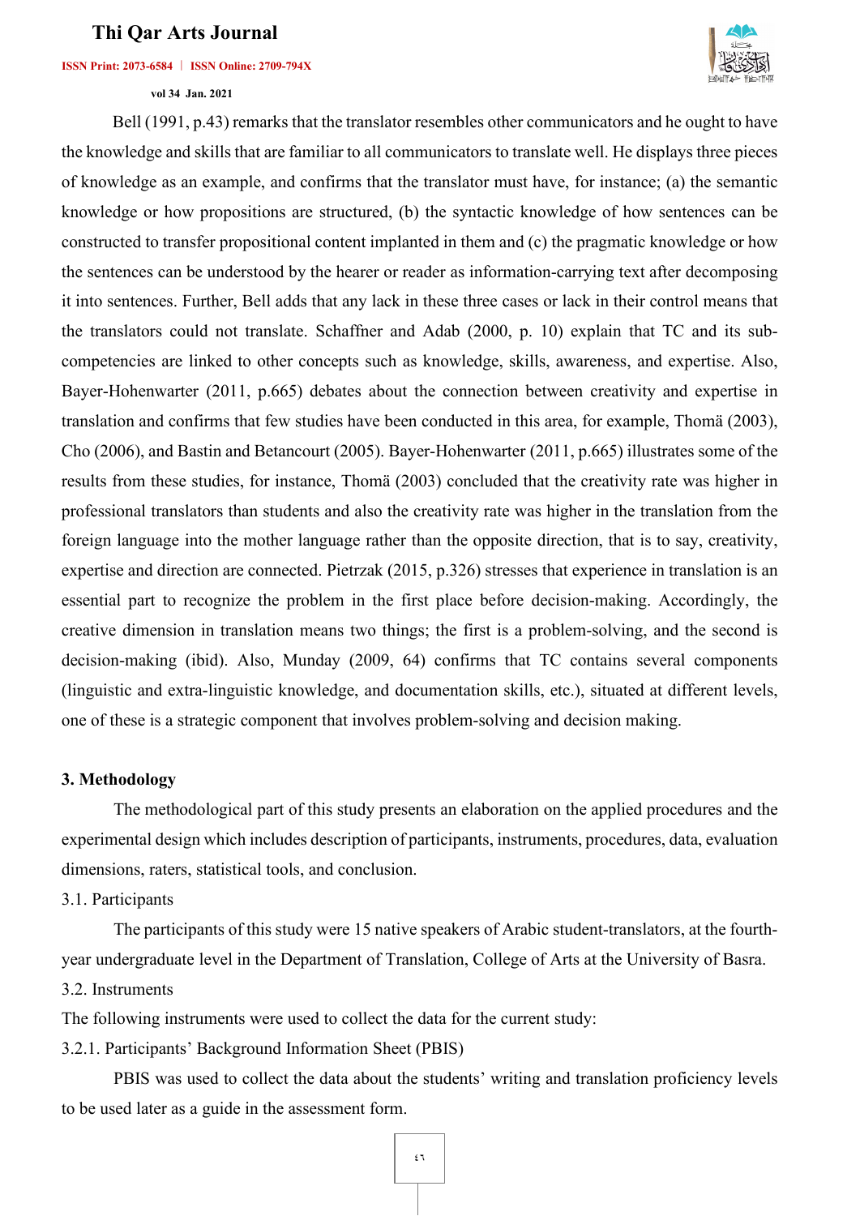Bell (1991, p.43) remarks that the translator resembles other communicators and he ought to have the knowledge and skills that are familiar to all communicators to translate well. He displays three pieces of knowledge as an example, and confirms that the translator must have, for instance; (a) the semantic knowledge or how propositions are structured, (b) the syntactic knowledge of how sentences can be constructed to transfer propositional content implanted in them and (c) the pragmatic knowledge or how the sentences can be understood by the hearer or reader as information-carrying text after decomposing it into sentences. Further, Bell adds that any lack in these three cases or lack in their control means that the translators could not translate. Schaffner and Adab (2000, p. 10) explain that TC and its sub-competencies are linked to other concepts such as knowledge, skills, awareness, and expertise. Also, Bayer-Hohenwarter (2011, p.665) debates about the connection between creativity and expertise in translation and confirms that few studies have been conducted in this area, for example, Thomä (2003), Cho (2006), and Bastin and Betancourt (2005). Bayer-Hohenwarter (2011, p.665) illustrates some of the results from these studies, for instance, Thomä (2003) concluded that the creativity rate was higher in professional translators than students and also the creativity rate was higher in the translation from the foreign language into the mother language rather than the opposite direction, that is to say, creativity, expertise and direction are connected. Pietrzak (2015, p.326) stresses that experience in translation is an essential part to recognize the problem in the first place before decision-making. Accordingly, the creative dimension in translation means two things; the first is a problem-solving, and the second is decision-making (ibid). Also, Munday (2009, 64) confirms that TC contains several components (linguistic and extra-linguistic knowledge, and documentation skills, etc.), situated at different levels, one of these is a strategic component that involves problem-solving and decision making.

## 3. Methodology

The methodological part of this study presents an elaboration on the applied procedures and the experimental design which includes description of participants, instruments, procedures, data, evaluation dimensions, raters, statistical tools, and conclusion.

### 3.1. Participants

The participants of this study were 15 native speakers of Arabic student-translators, at the fourth-year undergraduate level in the Department of Translation, College of Arts at the University of Basra.

### 3.2. Instruments

The following instruments were used to collect the data for the current study:

#### 3.2.1. Participants' Background Information Sheet (PBIS)

PBIS was used to collect the data about the students' writing and translation proficiency levels to be used later as a guide in the assessment form.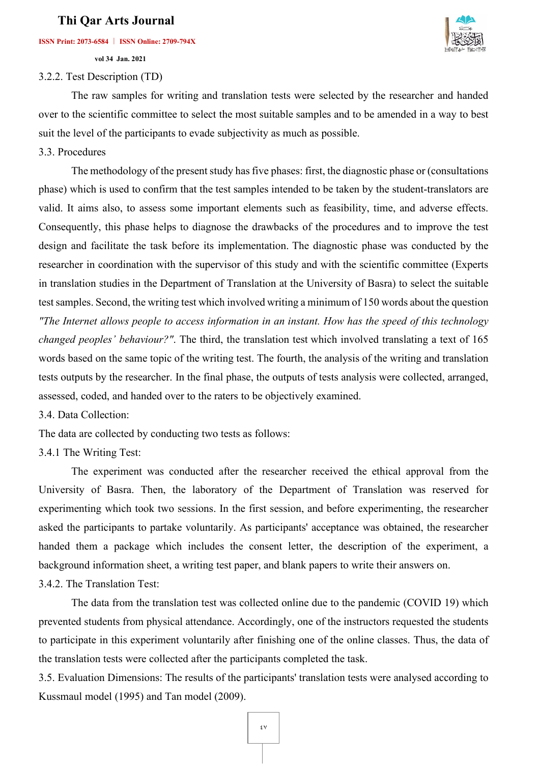3.2.2. Test Description (TD)

The raw samples for writing and translation tests were selected by the researcher and handed over to the scientific committee to select the most suitable samples and to be amended in a way to best suit the level of the participants to evade subjectivity as much as possible.

3.3. Procedures

The methodology of the present study has five phases: first, the diagnostic phase or (consultations phase) which is used to confirm that the test samples intended to be taken by the student-translators are valid. It aims also, to assess some important elements such as feasibility, time, and adverse effects. Consequently, this phase helps to diagnose the drawbacks of the procedures and to improve the test design and facilitate the task before its implementation. The diagnostic phase was conducted by the researcher in coordination with the supervisor of this study and with the scientific committee (Experts in translation studies in the Department of Translation at the University of Basra) to select the suitable test samples. Second, the writing test which involved writing a minimum of 150 words about the question *"The Internet allows people to access information in an instant. How has the speed of this technology changed peoples' behaviour?"*. The third, the translation test which involved translating a text of 165 words based on the same topic of the writing test. The fourth, the analysis of the writing and translation tests outputs by the researcher. In the final phase, the outputs of tests analysis were collected, arranged, assessed, coded, and handed over to the raters to be objectively examined.

3.4. Data Collection:

The data are collected by conducting two tests as follows:

3.4.1 The Writing Test:

The experiment was conducted after the researcher received the ethical approval from the University of Basra. Then, the laboratory of the Department of Translation was reserved for experimenting which took two sessions. In the first session, and before experimenting, the researcher asked the participants to partake voluntarily. As participants' acceptance was obtained, the researcher handed them a package which includes the consent letter, the description of the experiment, a background information sheet, a writing test paper, and blank papers to write their answers on.

3.4.2. The Translation Test:

The data from the translation test was collected online due to the pandemic (COVID 19) which prevented students from physical attendance. Accordingly, one of the instructors requested the students to participate in this experiment voluntarily after finishing one of the online classes. Thus, the data of the translation tests were collected after the participants completed the task.

3.5. Evaluation Dimensions: The results of the participants' translation tests were analysed according to Kussmaul model (1995) and Tan model (2009).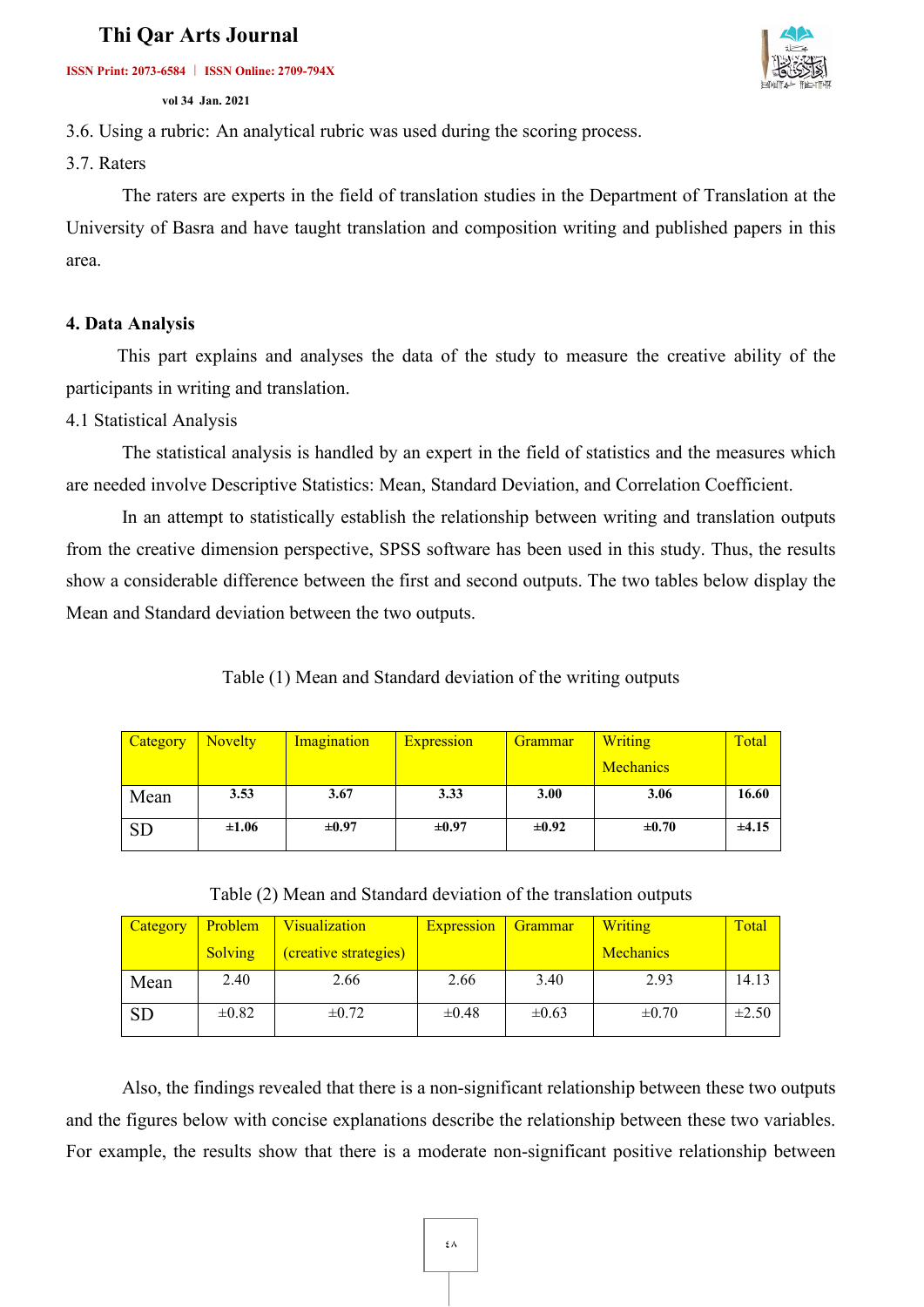3.6. Using a rubric: An analytical rubric was used during the scoring process.

3.7. Raters

The raters are experts in the field of translation studies in the Department of Translation at the University of Basra and have taught translation and composition writing and published papers in this area.

## 4. Data Analysis

This part explains and analyses the data of the study to measure the creative ability of the participants in writing and translation.

4.1 Statistical Analysis

The statistical analysis is handled by an expert in the field of statistics and the measures which are needed involve Descriptive Statistics: Mean, Standard Deviation, and Correlation Coefficient.

In an attempt to statistically establish the relationship between writing and translation outputs from the creative dimension perspective, SPSS software has been used in this study. Thus, the results show a considerable difference between the first and second outputs. The two tables below display the Mean and Standard deviation between the two outputs.

Table (1) Mean and Standard deviation of the writing outputs

| Category | Novelty | Imagination | Expression | Grammar | Writing Mechanics | Total |
|---|---|---|---|---|---|---|
| Mean | **3.53** | **3.67** | **3.33** | **3.00** | **3.06** | **16.60** |
| SD | **±1.06** | **±0.97** | **±0.97** | **±0.92** | **±0.70** | **±4.15** |

Table (2) Mean and Standard deviation of the translation outputs

| Category | Problem Solving | Visualization (creative strategies) | Expression | Grammar | Writing Mechanics | Total |
|---|---|---|---|---|---|---|
| Mean | 2.40 | 2.66 | 2.66 | 3.40 | 2.93 | 14.13 |
| SD | ±0.82 | ±0.72 | ±0.48 | ±0.63 | ±0.70 | ±2.50 |

Also, the findings revealed that there is a non-significant relationship between these two outputs and the figures below with concise explanations describe the relationship between these two variables. For example, the results show that there is a moderate non-significant positive relationship between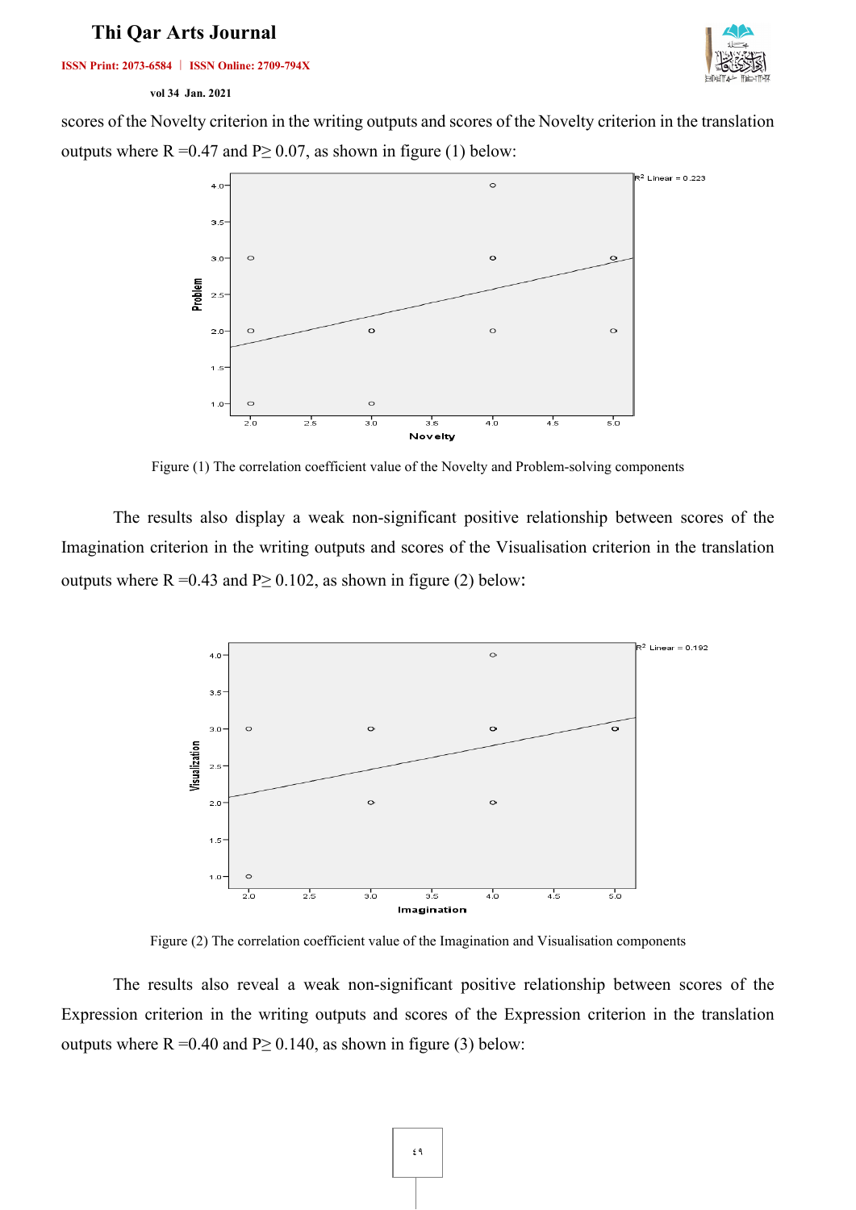scores of the Novelty criterion in the writing outputs and scores of the Novelty criterion in the translation outputs where R =0.47 and P≥ 0.07, as shown in figure (1) below:

Figure (1) The correlation coefficient value of the Novelty and Problem-solving components

The results also display a weak non-significant positive relationship between scores of the Imagination criterion in the writing outputs and scores of the Visualisation criterion in the translation outputs where R =0.43 and P≥ 0.102, as shown in figure (2) below:

Figure (2) The correlation coefficient value of the Imagination and Visualisation components

The results also reveal a weak non-significant positive relationship between scores of the Expression criterion in the writing outputs and scores of the Expression criterion in the translation outputs where R =0.40 and P≥ 0.140, as shown in figure (3) below: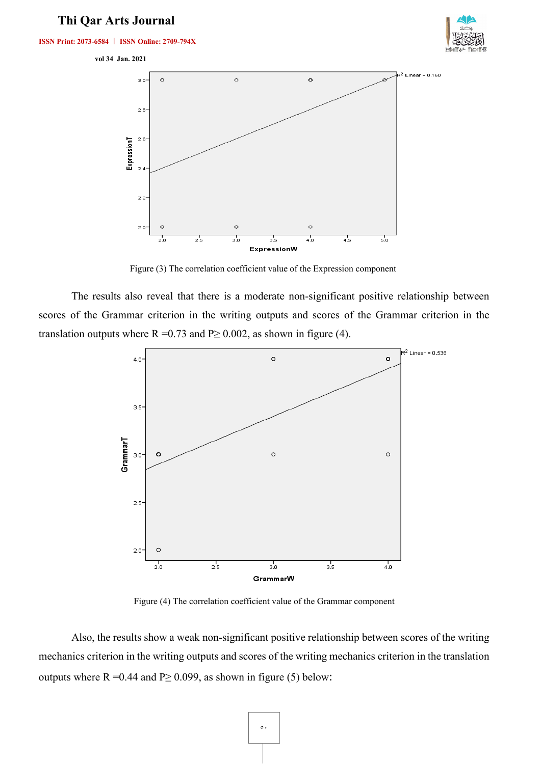Figure (3) The correlation coefficient value of the Expression component

The results also reveal that there is a moderate non-significant positive relationship between scores of the Grammar criterion in the writing outputs and scores of the Grammar criterion in the translation outputs where R =0.73 and P≥ 0.002, as shown in figure (4).

Figure (4) The correlation coefficient value of the Grammar component

Also, the results show a weak non-significant positive relationship between scores of the writing mechanics criterion in the writing outputs and scores of the writing mechanics criterion in the translation outputs where R =0.44 and P≥ 0.099, as shown in figure (5) below: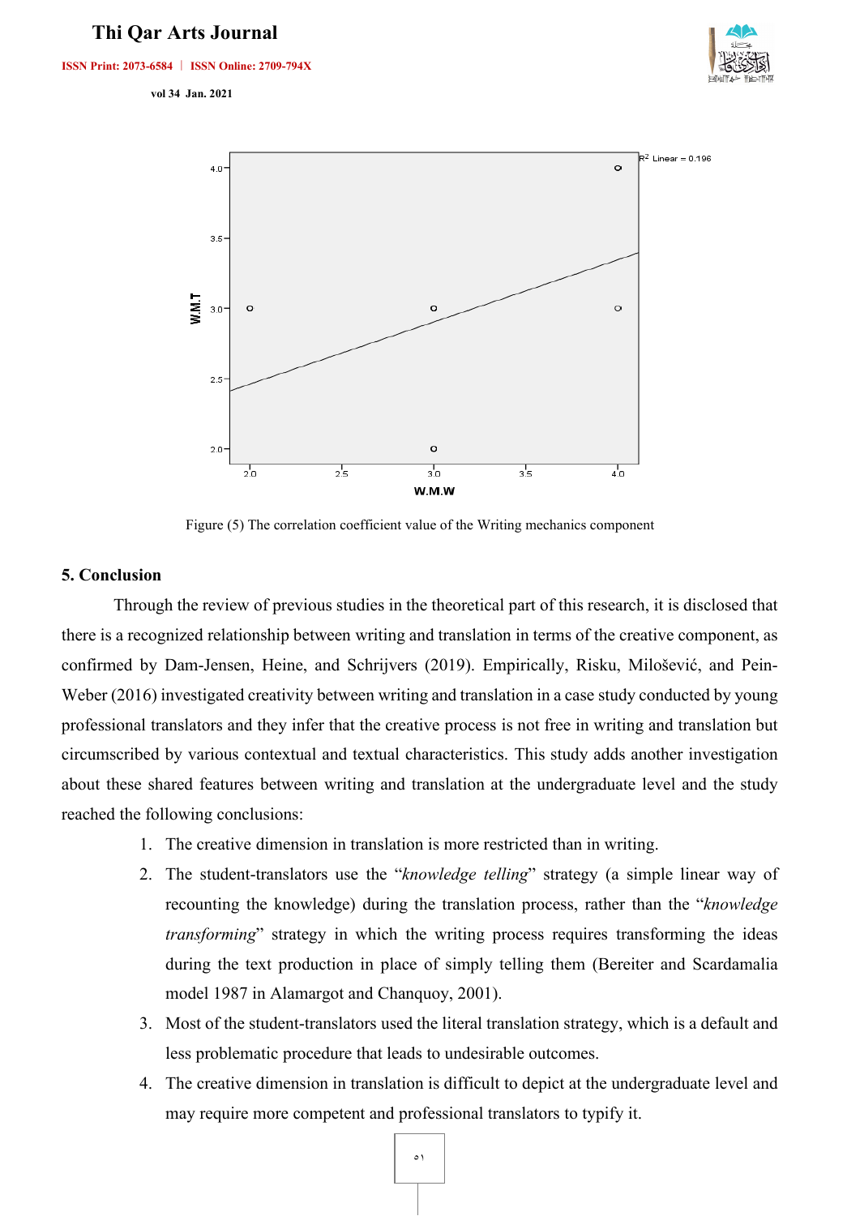Figure (5) The correlation coefficient value of the Writing mechanics component

## 5. Conclusion

Through the review of previous studies in the theoretical part of this research, it is disclosed that there is a recognized relationship between writing and translation in terms of the creative component, as confirmed by Dam-Jensen, Heine, and Schrijvers (2019). Empirically, Risku, Milošević, and Pein-Weber (2016) investigated creativity between writing and translation in a case study conducted by young professional translators and they infer that the creative process is not free in writing and translation but circumscribed by various contextual and textual characteristics. This study adds another investigation about these shared features between writing and translation at the undergraduate level and the study reached the following conclusions:

1. The creative dimension in translation is more restricted than in writing.
2. The student-translators use the "*knowledge telling*" strategy (a simple linear way of recounting the knowledge) during the translation process, rather than the "*knowledge transforming*" strategy in which the writing process requires transforming the ideas during the text production in place of simply telling them (Bereiter and Scardamalia model 1987 in Alamargot and Chanquoy, 2001).
3. Most of the student-translators used the literal translation strategy, which is a default and less problematic procedure that leads to undesirable outcomes.
4. The creative dimension in translation is difficult to depict at the undergraduate level and may require more competent and professional translators to typify it.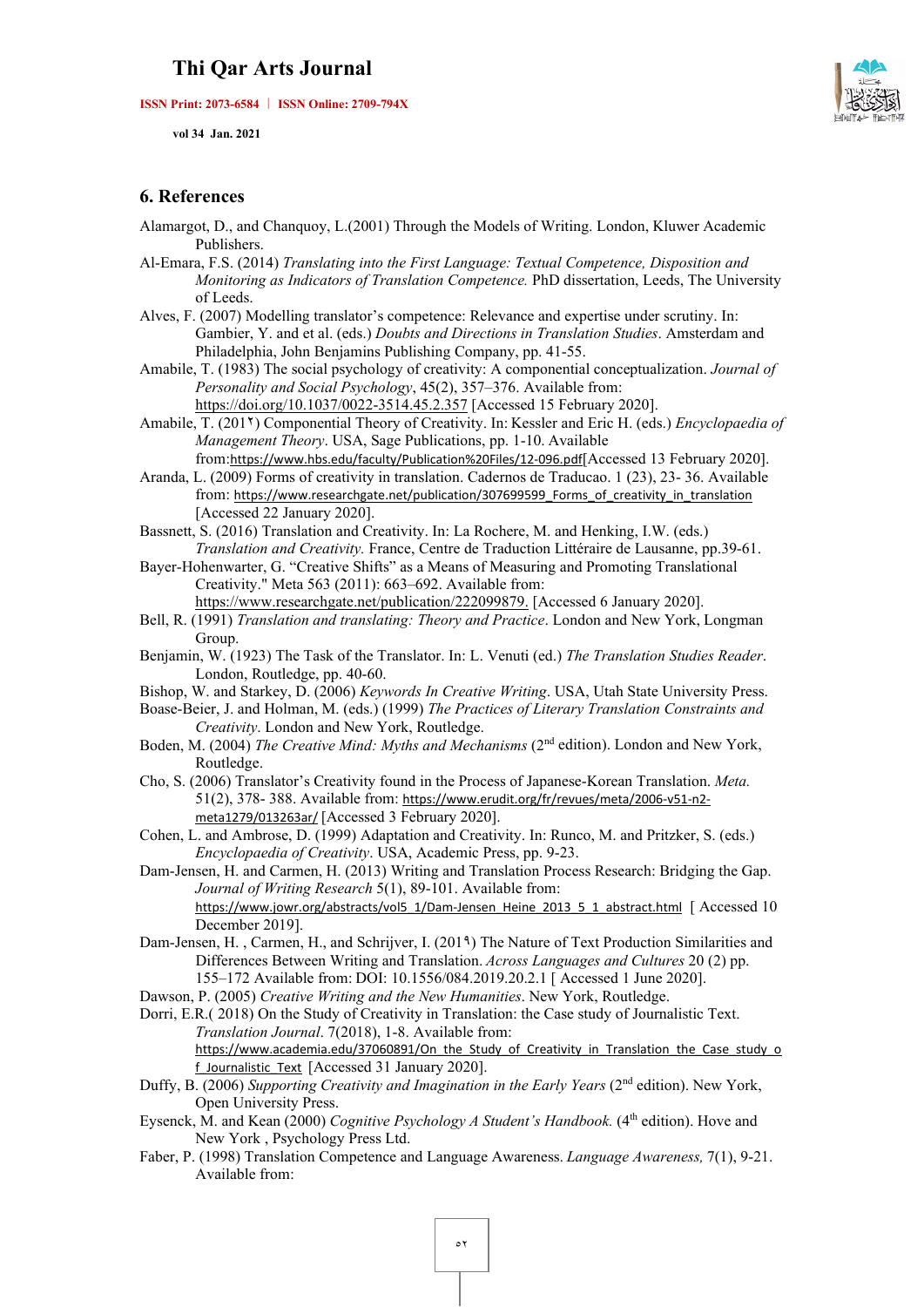## 6. References

Alamargot, D., and Chanquoy, L.(2001) Through the Models of Writing. London, Kluwer Academic Publishers.

Al-Emara, F.S. (2014) *Translating into the First Language: Textual Competence, Disposition and Monitoring as Indicators of Translation Competence.* PhD dissertation, Leeds, The University of Leeds.

Alves, F. (2007) Modelling translator's competence: Relevance and expertise under scrutiny. In: Gambier, Y. and et al. (eds.) *Doubts and Directions in Translation Studies*. Amsterdam and Philadelphia, John Benjamins Publishing Company, pp. 41-55.

Amabile, T. (1983) The social psychology of creativity: A componential conceptualization. *Journal of Personality and Social Psychology*, 45(2), 357–376. Available from: https://doi.org/10.1037/0022-3514.45.2.357 [Accessed 15 February 2020].

Amabile, T. (201٢) Componential Theory of Creativity. In: Kessler and Eric H. (eds.) *Encyclopaedia of Management Theory*. USA, Sage Publications, pp. 1-10. Available from:https://www.hbs.edu/faculty/Publication%20Files/12-096.pdf[Accessed 13 February 2020].

Aranda, L. (2009) Forms of creativity in translation. Cadernos de Traducao. 1 (23), 23- 36. Available from: https://www.researchgate.net/publication/307699599_Forms_of_creativity_in_translation [Accessed 22 January 2020].

Bassnett, S. (2016) Translation and Creativity. In: La Rochere, M. and Henking, I.W. (eds.) *Translation and Creativity.* France, Centre de Traduction Littéraire de Lausanne, pp.39-61.

Bayer-Hohenwarter, G. "Creative Shifts" as a Means of Measuring and Promoting Translational Creativity." Meta 563 (2011): 663–692. Available from: https://www.researchgate.net/publication/222099879. [Accessed 6 January 2020].

Bell, R. (1991) *Translation and translating: Theory and Practice*. London and New York, Longman Group.

Benjamin, W. (1923) The Task of the Translator. In: L. Venuti (ed.) *The Translation Studies Reader*. London, Routledge, pp. 40-60.

Bishop, W. and Starkey, D. (2006) *Keywords In Creative Writing*. USA, Utah State University Press.

Boase-Beier, J. and Holman, M. (eds.) (1999) *The Practices of Literary Translation Constraints and Creativity*. London and New York, Routledge.

Boden, M. (2004) *The Creative Mind: Myths and Mechanisms* (2nd edition). London and New York, Routledge.

Cho, S. (2006) Translator's Creativity found in the Process of Japanese-Korean Translation. *Meta.* 51(2), 378- 388. Available from: https://www.erudit.org/fr/revues/meta/2006-v51-n2-meta1279/013263ar/ [Accessed 3 February 2020].

Cohen, L. and Ambrose, D. (1999) Adaptation and Creativity. In: Runco, M. and Pritzker, S. (eds.) *Encyclopaedia of Creativity*. USA, Academic Press, pp. 9-23.

Dam-Jensen, H. and Carmen, H. (2013) Writing and Translation Process Research: Bridging the Gap. *Journal of Writing Research* 5(1), 89-101. Available from: https://www.jowr.org/abstracts/vol5_1/Dam-Jensen_Heine_2013_5_1_abstract.html [ Accessed 10 December 2019].

Dam-Jensen, H. , Carmen, H., and Schrijver, I. (201٩) The Nature of Text Production Similarities and Differences Between Writing and Translation. *Across Languages and Cultures* 20 (2) pp. 155–172 Available from: DOI: 10.1556/084.2019.20.2.1 [ Accessed 1 June 2020].

Dawson, P. (2005) *Creative Writing and the New Humanities*. New York, Routledge.

Dorri, E.R.( 2018) On the Study of Creativity in Translation: the Case study of Journalistic Text. *Translation Journal*. 7(2018), 1-8. Available from: https://www.academia.edu/37060891/On_the_Study_of_Creativity_in_Translation_the_Case_study_of_Journalistic_Text [Accessed 31 January 2020].

Duffy, B. (2006) *Supporting Creativity and Imagination in the Early Years* (2nd edition). New York, Open University Press.

Eysenck, M. and Kean (2000) *Cognitive Psychology A Student's Handbook.* (4th edition). Hove and New York , Psychology Press Ltd.

Faber, P. (1998) Translation Competence and Language Awareness. *Language Awareness,* 7(1), 9-21. Available from: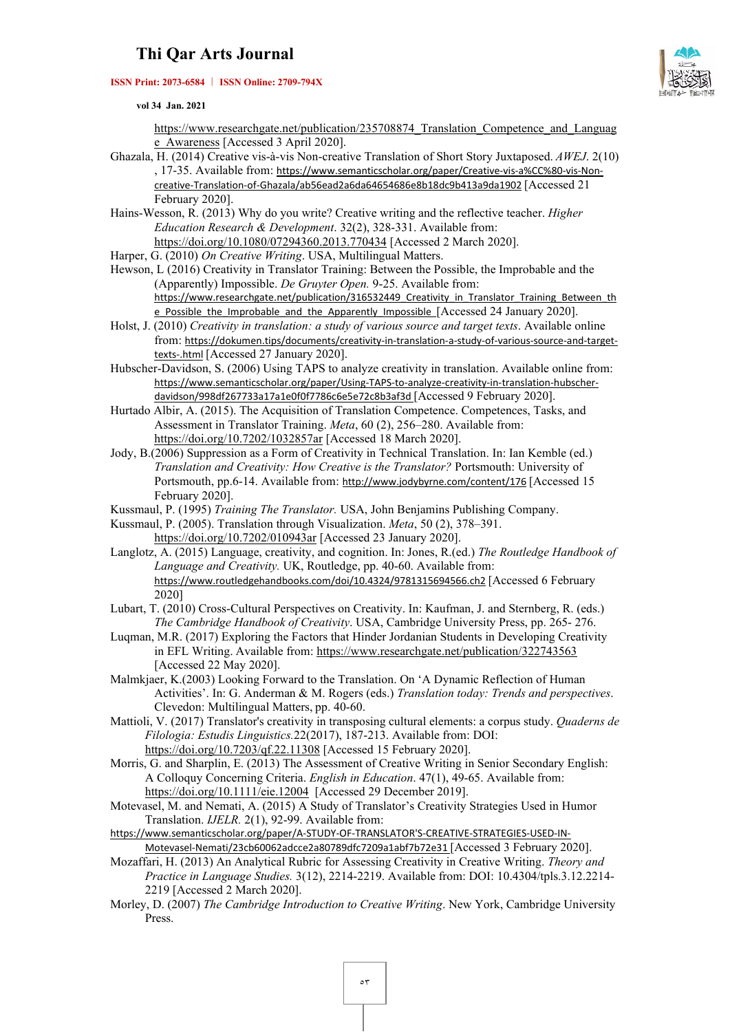https://www.researchgate.net/publication/235708874_Translation_Competence_and_Language_Awareness [Accessed 3 April 2020].

Ghazala, H. (2014) Creative vis-à-vis Non-creative Translation of Short Story Juxtaposed. *AWEJ*. 2(10), 17-35. Available from: https://www.semanticscholar.org/paper/Creative-vis-a%CC%80-vis-Non-creative-Translation-of-Ghazala/ab56ead2a6da64654686e8b18dc9b413a9da1902 [Accessed 21 February 2020].

Hains-Wesson, R. (2013) Why do you write? Creative writing and the reflective teacher. *Higher Education Research & Development*. 32(2), 328-331. Available from: https://doi.org/10.1080/07294360.2013.770434 [Accessed 2 March 2020].

Harper, G. (2010) *On Creative Writing*. USA, Multilingual Matters.

Hewson, L (2016) Creativity in Translator Training: Between the Possible, the Improbable and the (Apparently) Impossible. *De Gruyter Open.* 9-25. Available from: https://www.researchgate.net/publication/316532449_Creativity_in_Translator_Training_Between_the_Possible_the_Improbable_and_the_Apparently_Impossible [Accessed 24 January 2020].

Holst, J. (2010) *Creativity in translation: a study of various source and target texts*. Available online from: https://dokumen.tips/documents/creativity-in-translation-a-study-of-various-source-and-target-texts-.html [Accessed 27 January 2020].

Hubscher-Davidson, S. (2006) Using TAPS to analyze creativity in translation. Available online from: https://www.semanticscholar.org/paper/Using-TAPS-to-analyze-creativity-in-translation-hubscher-davidson/998df267733a17a1e0f0f7786c6e5e72c8b3af3d [Accessed 9 February 2020].

Hurtado Albir, A. (2015). The Acquisition of Translation Competence. Competences, Tasks, and Assessment in Translator Training. *Meta*, 60 (2), 256–280. Available from: https://doi.org/10.7202/1032857ar [Accessed 18 March 2020].

Jody, B.(2006) Suppression as a Form of Creativity in Technical Translation. In: Ian Kemble (ed.) *Translation and Creativity: How Creative is the Translator?* Portsmouth: University of Portsmouth, pp.6-14. Available from: http://www.jodybyrne.com/content/176 [Accessed 15 February 2020].

Kussmaul, P. (1995) *Training The Translator.* USA, John Benjamins Publishing Company.

Kussmaul, P. (2005). Translation through Visualization. *Meta*, 50 (2), 378–391. https://doi.org/10.7202/010943ar [Accessed 23 January 2020].

Langlotz, A. (2015) Language, creativity, and cognition. In: Jones, R.(ed.) *The Routledge Handbook of Language and Creativity.* UK, Routledge, pp. 40-60. Available from: https://www.routledgehandbooks.com/doi/10.4324/9781315694566.ch2 [Accessed 6 February 2020]

Lubart, T. (2010) Cross-Cultural Perspectives on Creativity. In: Kaufman, J. and Sternberg, R. (eds.) *The Cambridge Handbook of Creativity*. USA, Cambridge University Press, pp. 265- 276.

Luqman, M.R. (2017) Exploring the Factors that Hinder Jordanian Students in Developing Creativity in EFL Writing. Available from: https://www.researchgate.net/publication/322743563 [Accessed 22 May 2020].

Malmkjaer, K.(2003) Looking Forward to the Translation. On 'A Dynamic Reflection of Human Activities'. In: G. Anderman & M. Rogers (eds.) *Translation today: Trends and perspectives*. Clevedon: Multilingual Matters, pp. 40-60.

Mattioli, V. (2017) Translator's creativity in transposing cultural elements: a corpus study. *Quaderns de Filologia: Estudis Linguistics.*22(2017), 187-213. Available from: DOI: https://doi.org/10.7203/qf.22.11308 [Accessed 15 February 2020].

Morris, G. and Sharplin, E. (2013) The Assessment of Creative Writing in Senior Secondary English: A Colloquy Concerning Criteria. *English in Education*. 47(1), 49-65. Available from: https://doi.org/10.1111/eie.12004 [Accessed 29 December 2019].

Motevasel, M. and Nemati, A. (2015) A Study of Translator's Creativity Strategies Used in Humor Translation. *IJELR.* 2(1), 92-99. Available from: https://www.semanticscholar.org/paper/A-STUDY-OF-TRANSLATOR'S-CREATIVE-STRATEGIES-USED-IN-Motevasel-Nemati/23cb60062adcce2a80789dfc7209a1abf7b72e31 [Accessed 3 February 2020].

Mozaffari, H. (2013) An Analytical Rubric for Assessing Creativity in Creative Writing. *Theory and Practice in Language Studies.* 3(12), 2214-2219. Available from: DOI: 10.4304/tpls.3.12.2214-2219 [Accessed 2 March 2020].

Morley, D. (2007) *The Cambridge Introduction to Creative Writing*. New York, Cambridge University Press.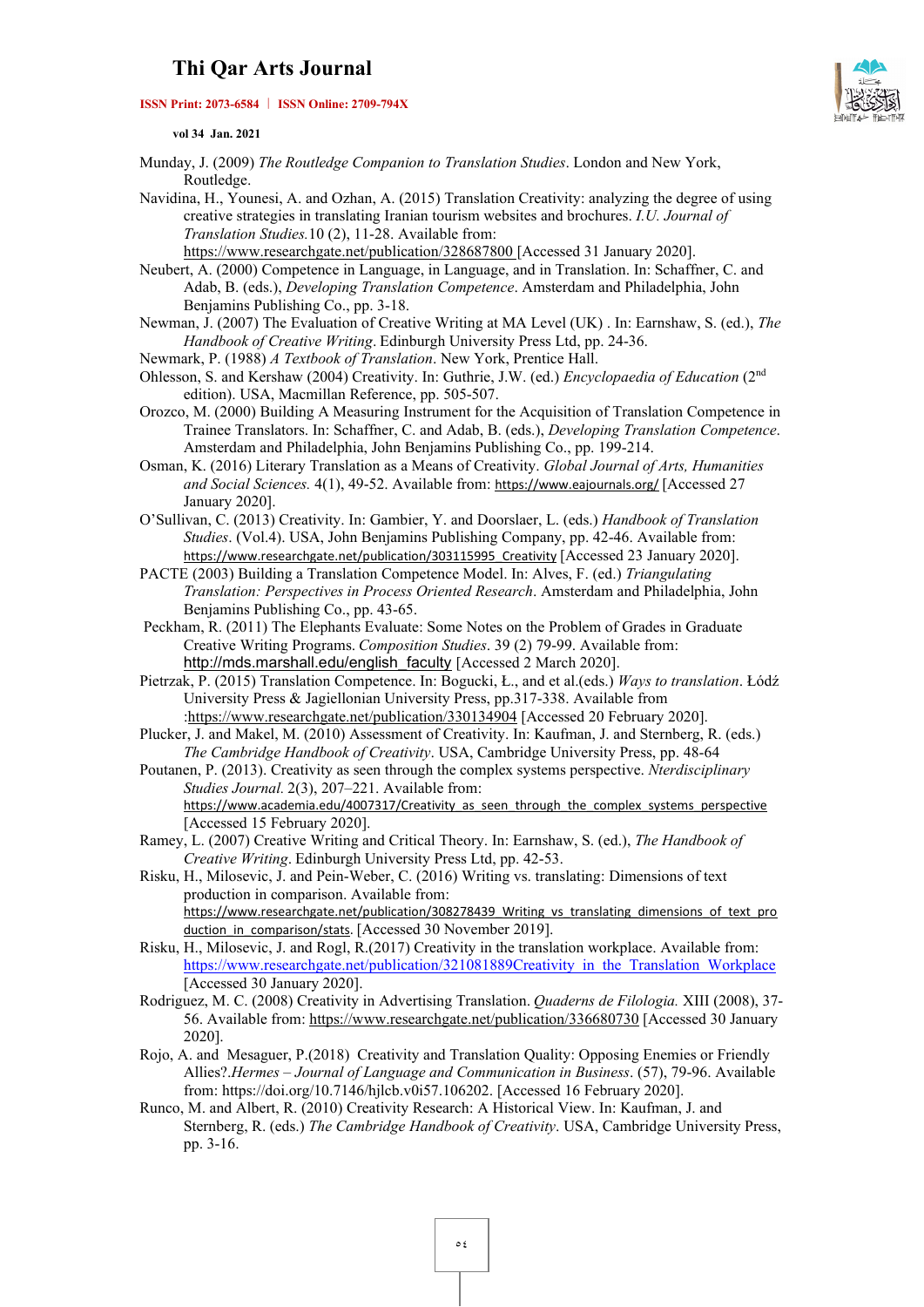Munday, J. (2009) *The Routledge Companion to Translation Studies*. London and New York, Routledge.

Navidina, H., Younesi, A. and Ozhan, A. (2015) Translation Creativity: analyzing the degree of using creative strategies in translating Iranian tourism websites and brochures. *I.U. Journal of Translation Studies.*10 (2), 11-28. Available from: https://www.researchgate.net/publication/328687800 [Accessed 31 January 2020].

Neubert, A. (2000) Competence in Language, in Language, and in Translation. In: Schaffner, C. and Adab, B. (eds.), *Developing Translation Competence*. Amsterdam and Philadelphia, John Benjamins Publishing Co., pp. 3-18.

Newman, J. (2007) The Evaluation of Creative Writing at MA Level (UK) . In: Earnshaw, S. (ed.), *The Handbook of Creative Writing*. Edinburgh University Press Ltd, pp. 24-36.

Newmark, P. (1988) *A Textbook of Translation*. New York, Prentice Hall.

Ohlesson, S. and Kershaw (2004) Creativity. In: Guthrie, J.W. (ed.) *Encyclopaedia of Education* (2nd edition). USA, Macmillan Reference, pp. 505-507.

Orozco, M. (2000) Building A Measuring Instrument for the Acquisition of Translation Competence in Trainee Translators. In: Schaffner, C. and Adab, B. (eds.), *Developing Translation Competence*. Amsterdam and Philadelphia, John Benjamins Publishing Co., pp. 199-214.

Osman, K. (2016) Literary Translation as a Means of Creativity. *Global Journal of Arts, Humanities and Social Sciences.* 4(1), 49-52. Available from: https://www.eajournals.org/ [Accessed 27 January 2020].

O'Sullivan, C. (2013) Creativity. In: Gambier, Y. and Doorslaer, L. (eds.) *Handbook of Translation Studies*. (Vol.4). USA, John Benjamins Publishing Company, pp. 42-46. Available from: https://www.researchgate.net/publication/303115995_Creativity [Accessed 23 January 2020].

PACTE (2003) Building a Translation Competence Model. In: Alves, F. (ed.) *Triangulating Translation: Perspectives in Process Oriented Research*. Amsterdam and Philadelphia, John Benjamins Publishing Co., pp. 43-65.

Peckham, R. (2011) The Elephants Evaluate: Some Notes on the Problem of Grades in Graduate Creative Writing Programs. *Composition Studies*. 39 (2) 79-99. Available from: http://mds.marshall.edu/english_faculty [Accessed 2 March 2020].

Pietrzak, P. (2015) Translation Competence. In: Bogucki, Ł., and et al.(eds.) *Ways to translation*. Łódź University Press & Jagiellonian University Press, pp.317-338. Available from :https://www.researchgate.net/publication/330134904 [Accessed 20 February 2020].

Plucker, J. and Makel, M. (2010) Assessment of Creativity. In: Kaufman, J. and Sternberg, R. (eds.) *The Cambridge Handbook of Creativity*. USA, Cambridge University Press, pp. 48-64

Poutanen, P. (2013). Creativity as seen through the complex systems perspective. *Nterdisciplinary Studies Journal.* 2(3), 207–221. Available from: https://www.academia.edu/4007317/Creativity_as_seen_through_the_complex_systems_perspective [Accessed 15 February 2020].

Ramey, L. (2007) Creative Writing and Critical Theory. In: Earnshaw, S. (ed.), *The Handbook of Creative Writing*. Edinburgh University Press Ltd, pp. 42-53.

Risku, H., Milosevic, J. and Pein-Weber, C. (2016) Writing vs. translating: Dimensions of text production in comparison. Available from: https://www.researchgate.net/publication/308278439_Writing_vs_translating_dimensions_of_text_production_in_comparison/stats. [Accessed 30 November 2019].

Risku, H., Milosevic, J. and Rogl, R.(2017) Creativity in the translation workplace. Available from: https://www.researchgate.net/publication/321081889Creativity_in_the_Translation_Workplace [Accessed 30 January 2020].

Rodriguez, M. C. (2008) Creativity in Advertising Translation. *Quaderns de Filologia.* XIII (2008), 37-56. Available from: https://www.researchgate.net/publication/336680730 [Accessed 30 January 2020].

Rojo, A. and Mesaguer, P.(2018) Creativity and Translation Quality: Opposing Enemies or Friendly Allies?.*Hermes – Journal of Language and Communication in Business*. (57), 79-96. Available from: https://doi.org/10.7146/hjlcb.v0i57.106202. [Accessed 16 February 2020].

Runco, M. and Albert, R. (2010) Creativity Research: A Historical View. In: Kaufman, J. and Sternberg, R. (eds.) *The Cambridge Handbook of Creativity*. USA, Cambridge University Press, pp. 3-16.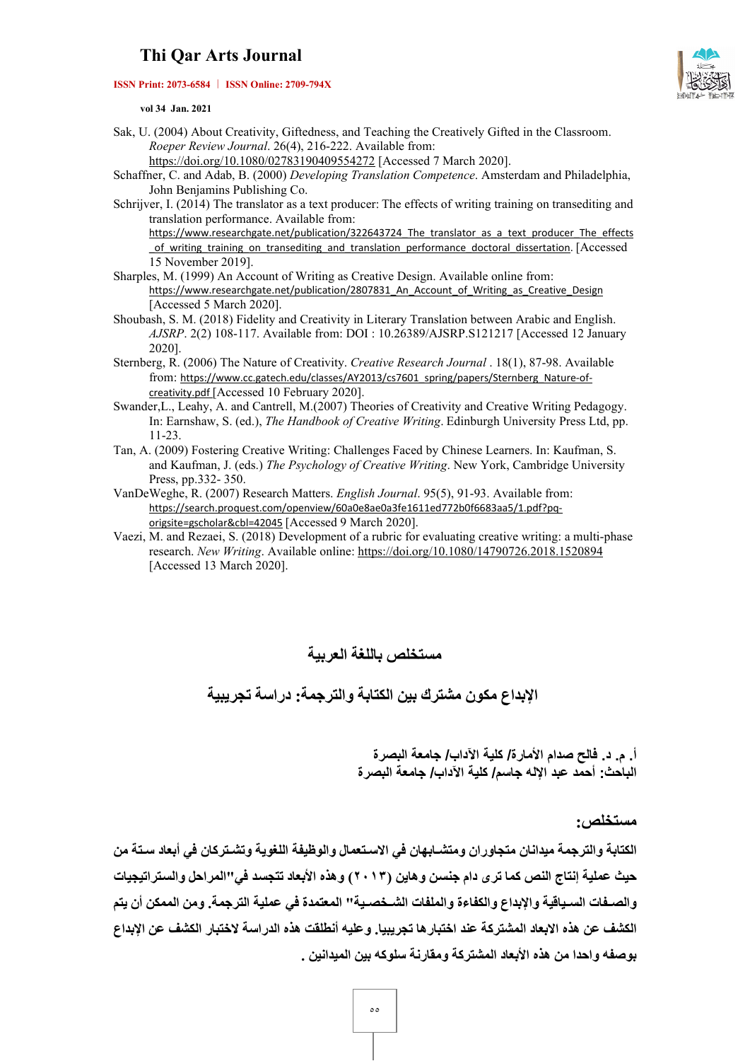Sak, U. (2004) About Creativity, Giftedness, and Teaching the Creatively Gifted in the Classroom. *Roeper Review Journal*. 26(4), 216-222. Available from: https://doi.org/10.1080/02783190409554272 [Accessed 7 March 2020].

Schaffner, C. and Adab, B. (2000) *Developing Translation Competence*. Amsterdam and Philadelphia, John Benjamins Publishing Co.

Schrijver, I. (2014) The translator as a text producer: The effects of writing training on transediting and translation performance. Available from: https://www.researchgate.net/publication/322643724_The_translator_as_a_text_producer_The_effects_of_writing_training_on_transediting_and_translation_performance_doctoral_dissertation. [Accessed 15 November 2019].

Sharples, M. (1999) An Account of Writing as Creative Design. Available online from: https://www.researchgate.net/publication/2807831_An_Account_of_Writing_as_Creative_Design [Accessed 5 March 2020].

Shoubash, S. M. (2018) Fidelity and Creativity in Literary Translation between Arabic and English. *AJSRP*. 2(2) 108-117. Available from: DOI : 10.26389/AJSRP.S121217 [Accessed 12 January 2020].

Sternberg, R. (2006) The Nature of Creativity. *Creative Research Journal* . 18(1), 87-98. Available from: https://www.cc.gatech.edu/classes/AY2013/cs7601_spring/papers/Sternberg_Nature-of-creativity.pdf [Accessed 10 February 2020].

Swander,L., Leahy, A. and Cantrell, M.(2007) Theories of Creativity and Creative Writing Pedagogy. In: Earnshaw, S. (ed.), *The Handbook of Creative Writing*. Edinburgh University Press Ltd, pp. 11-23.

Tan, A. (2009) Fostering Creative Writing: Challenges Faced by Chinese Learners. In: Kaufman, S. and Kaufman, J. (eds.) *The Psychology of Creative Writing*. New York, Cambridge University Press, pp.332- 350.

VanDeWeghe, R. (2007) Research Matters. *English Journal*. 95(5), 91-93. Available from: https://search.proquest.com/openview/60a0e8ae0a3fe1611ed772b0f6683aa5/1.pdf?pq-origsite=gscholar&cbl=42045 [Accessed 9 March 2020].

Vaezi, M. and Rezaei, S. (2018) Development of a rubric for evaluating creative writing: a multi-phase research. *New Writing*. Available online: https://doi.org/10.1080/14790726.2018.1520894 [Accessed 13 March 2020].

## مستخلص باللغة العربية

## الإبداع مكون مشترك بين الكتابة والترجمة: دراسة تجريبية

**أ. م. د. فالح صدام الأمارة/ كلية الآداب/ جامعة البصرة**
**الباحث: أحمد عبد الإله جاسم/ كلية الآداب/ جامعة البصرة**

### مستخلص:

**الكتابة والترجمة ميدانان متجاوران ومتشابهان في الاستعمال والوظيفة اللغوية وتشتركان في أبعاد ستة من حيث عملية إنتاج النص كما ترى دام جنسن وهاين (٢٠١٣) وهذه الأبعاد تتجسد في"المراحل والستراتيجيات والصفات السياقية والإبداع والكفاءة والملفات الشخصية" المعتمدة في عملية الترجمة. ومن الممكن أن يتم الكشف عن هذه الابعاد المشتركة عند اختبارها تجريبيا. وعليه أنطلقت هذه الدراسة لاختبار الكشف عن الإبداع بوصفه واحدا من هذه الأبعاد المشتركة ومقارنة سلوكه بين الميدانين .**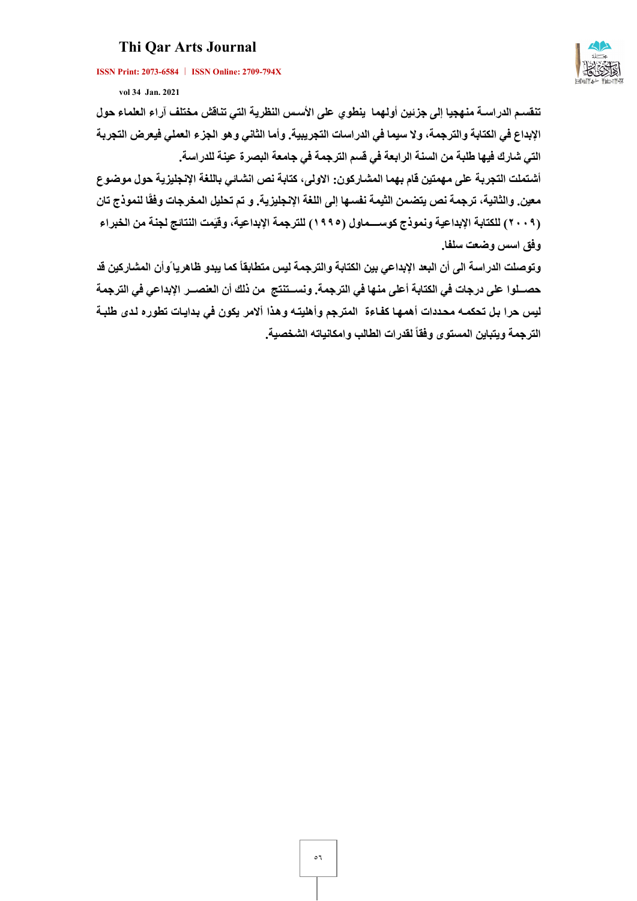تنقسم الدراسة منهجيا إلى جزئين أولهما ينطوي على الأسس النظرية التي تناقش مختلف آراء العلماء حول الإبداع في الكتابة والترجمة، ولا سيما في الدراسات التجريبية. وأما الثاني وهو الجزء العملي فيعرض التجربة التي شارك فيها طلبة من السنة الرابعة في قسم الترجمة في جامعة البصرة عينة للدراسة.

أشتملت التجربة على مهمتين قام بهما المشاركون: الاولى، كتابة نص انشائي باللغة الإنجليزية حول موضوع معين. والثانية، ترجمة نص يتضمن الثيمة نفسها إلى اللغة الإنجليزية. و تم تحليل المخرجات وفقًا لنموذج تان (٢٠٠٩) للكتابة الإبداعية ونموذج كوسماول (١٩٩٥) للترجمة الإبداعية، وقيَمت النتائج لجنة من الخبراء وفق اسس وضعت سلفا.

وتوصلت الدراسة الى أن البعد الإبداعي بين الكتابة والترجمة ليس متطابقاً كما يبدو ظاهرياً وأن المشاركين قد حصلوا على درجات في الكتابة أعلى منها في الترجمة. ونستنتج من ذلك أن العنصر الإبداعي في الترجمة ليس حرا بل تحكمه محددات أهمها كفاءة المترجم وأهليته وهذا ألامر يكون في بدايات تطوره لدى طلبة الترجمة ويتباين المستوى وفقاً لقدرات الطالب وامكانياته الشخصية.